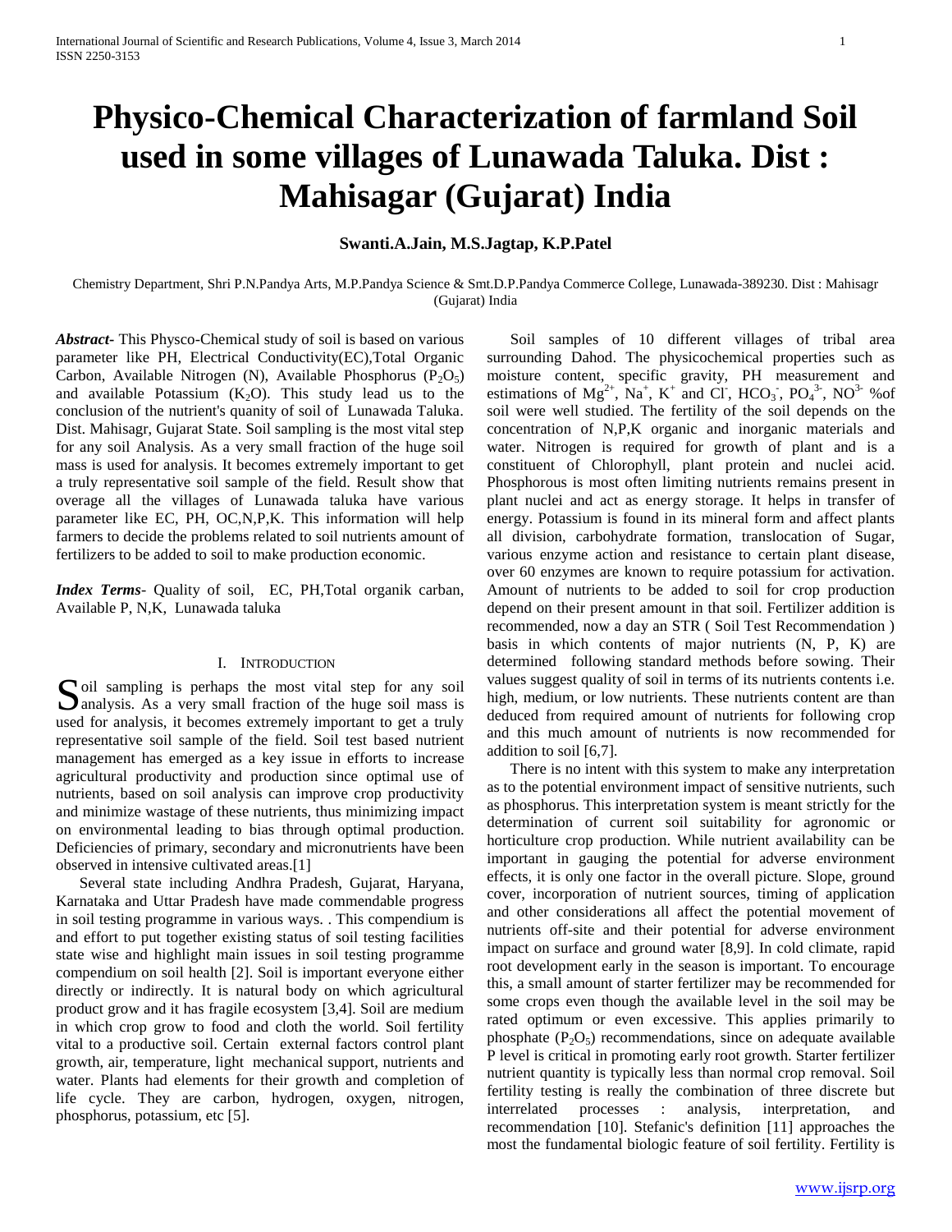# Physico-Chemical Characterization of farmland Soil used in some villages of Lunawada Taluka. Dist : Mahisagar (Gujarat) India

**Swanti.A.Jain, M.S.Jagtap, K.P.Patel**

Chemistry Department, Shri P.N.Pandya Arts, M.P.Pandya Science & Smt.D.P.Pandya Commerce College, Lunawada-389230. Dist : Mahisagr (Gujarat) India

***Abstract***- This Physco-Chemical study of soil is based on various parameter like PH, Electrical Conductivity(EC),Total Organic Carbon, Available Nitrogen (N), Available Phosphorus ($P_2O_5$) and available Potassium ($K_2O$). This study lead us to the conclusion of the nutrient's quanity of soil of Lunawada Taluka. Dist. Mahisagr, Gujarat State. Soil sampling is the most vital step for any soil Analysis. As a very small fraction of the huge soil mass is used for analysis. It becomes extremely important to get a truly representative soil sample of the field. Result show that overage all the villages of Lunawada taluka have various parameter like EC, PH, OC,N,P,K. This information will help farmers to decide the problems related to soil nutrients amount of fertilizers to be added to soil to make production economic.

***Index Terms***- Quality of soil, EC, PH,Total organik carban, Available P, N,K, Lunawada taluka

## I. Introduction

Soil sampling is perhaps the most vital step for any soil analysis. As a very small fraction of the huge soil mass is used for analysis, it becomes extremely important to get a truly representative soil sample of the field. Soil test based nutrient management has emerged as a key issue in efforts to increase agricultural productivity and production since optimal use of nutrients, based on soil analysis can improve crop productivity and minimize wastage of these nutrients, thus minimizing impact on environmental leading to bias through optimal production. Deficiencies of primary, secondary and micronutrients have been observed in intensive cultivated areas.[1]

Several state including Andhra Pradesh, Gujarat, Haryana, Karnataka and Uttar Pradesh have made commendable progress in soil testing programme in various ways. . This compendium is and effort to put together existing status of soil testing facilities state wise and highlight main issues in soil testing programme compendium on soil health [2]. Soil is important everyone either directly or indirectly. It is natural body on which agricultural product grow and it has fragile ecosystem [3,4]. Soil are medium in which crop grow to food and cloth the world. Soil fertility vital to a productive soil. Certain external factors control plant growth, air, temperature, light mechanical support, nutrients and water. Plants had elements for their growth and completion of life cycle. They are carbon, hydrogen, oxygen, nitrogen, phosphorus, potassium, etc [5].

Soil samples of 10 different villages of tribal area surrounding Dahod. The physicochemical properties such as moisture content, specific gravity, PH measurement and estimations of $Mg^{2+}$, $Na^{+}$, $K^{+}$ and $Cl^{-}$, $HCO_3^{-}$, $PO_4^{3-}$, $NO^{3-}$ %of soil were well studied. The fertility of the soil depends on the concentration of N,P,K organic and inorganic materials and water. Nitrogen is required for growth of plant and is a constituent of Chlorophyll, plant protein and nuclei acid. Phosphorous is most often limiting nutrients remains present in plant nuclei and act as energy storage. It helps in transfer of energy. Potassium is found in its mineral form and affect plants all division, carbohydrate formation, translocation of Sugar, various enzyme action and resistance to certain plant disease, over 60 enzymes are known to require potassium for activation. Amount of nutrients to be added to soil for crop production depend on their present amount in that soil. Fertilizer addition is recommended, now a day an STR ( Soil Test Recommendation ) basis in which contents of major nutrients (N, P, K) are determined following standard methods before sowing. Their values suggest quality of soil in terms of its nutrients contents i.e. high, medium, or low nutrients. These nutrients content are than deduced from required amount of nutrients for following crop and this much amount of nutrients is now recommended for addition to soil [6,7].

There is no intent with this system to make any interpretation as to the potential environment impact of sensitive nutrients, such as phosphorus. This interpretation system is meant strictly for the determination of current soil suitability for agronomic or horticulture crop production. While nutrient availability can be important in gauging the potential for adverse environment effects, it is only one factor in the overall picture. Slope, ground cover, incorporation of nutrient sources, timing of application and other considerations all affect the potential movement of nutrients off-site and their potential for adverse environment impact on surface and ground water [8,9]. In cold climate, rapid root development early in the season is important. To encourage this, a small amount of starter fertilizer may be recommended for some crops even though the available level in the soil may be rated optimum or even excessive. This applies primarily to phosphate ($P_2O_5$) recommendations, since on adequate available P level is critical in promoting early root growth. Starter fertilizer nutrient quantity is typically less than normal crop removal. Soil fertility testing is really the combination of three discrete but interrelated processes : analysis, interpretation, and recommendation [10]. Stefanic's definition [11] approaches the most the fundamental biologic feature of soil fertility. Fertility is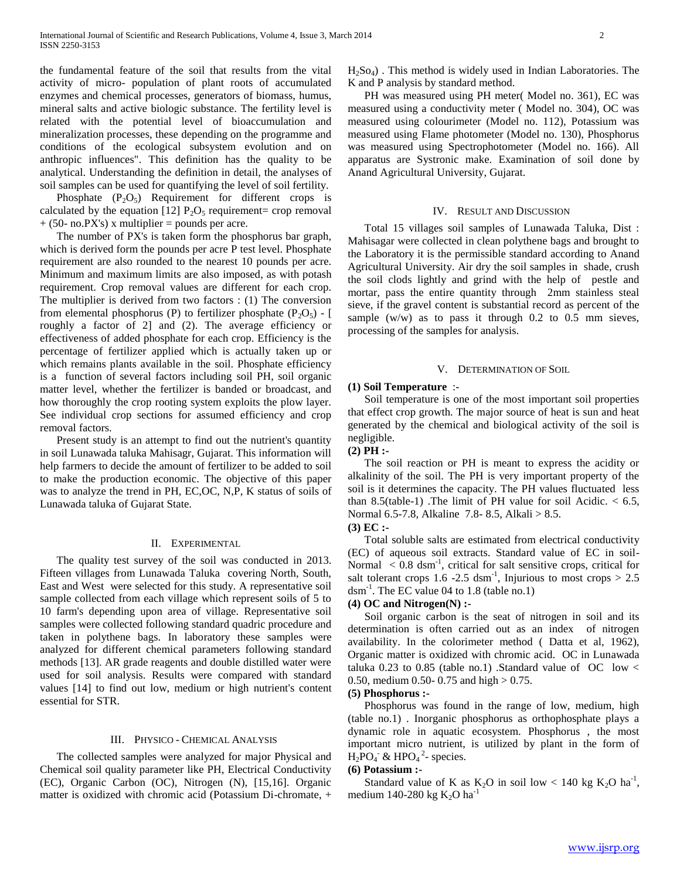the fundamental feature of the soil that results from the vital activity of micro- population of plant roots of accumulated enzymes and chemical processes, generators of biomass, humus, mineral salts and active biologic substance. The fertility level is related with the potential level of bioaccumulation and mineralization processes, these depending on the programme and conditions of the ecological subsystem evolution and on anthropic influences". This definition has the quality to be analytical. Understanding the definition in detail, the analyses of soil samples can be used for quantifying the level of soil fertility.

Phosphate ($P_2O_5$) Requirement for different crops is calculated by the equation [12] $P_2O_5$ requirement= crop removal + (50- no.PX's) x multiplier = pounds per acre.

The number of PX's is taken form the phosphorus bar graph, which is derived form the pounds per acre P test level. Phosphate requirement are also rounded to the nearest 10 pounds per acre. Minimum and maximum limits are also imposed, as with potash requirement. Crop removal values are different for each crop. The multiplier is derived from two factors : (1) The conversion from elemental phosphorus (P) to fertilizer phosphate ($P_2O_5$) - [ roughly a factor of 2] and (2). The average efficiency or effectiveness of added phosphate for each crop. Efficiency is the percentage of fertilizer applied which is actually taken up or which remains plants available in the soil. Phosphate efficiency is a function of several factors including soil PH, soil organic matter level, whether the fertilizer is banded or broadcast, and how thoroughly the crop rooting system exploits the plow layer. See individual crop sections for assumed efficiency and crop removal factors.

Present study is an attempt to find out the nutrient's quantity in soil Lunawada taluka Mahisagr, Gujarat. This information will help farmers to decide the amount of fertilizer to be added to soil to make the production economic. The objective of this paper was to analyze the trend in PH, EC,OC, N,P, K status of soils of Lunawada taluka of Gujarat State.

## II. Experimental

The quality test survey of the soil was conducted in 2013. Fifteen villages from Lunawada Taluka covering North, South, East and West were selected for this study. A representative soil sample collected from each village which represent soils of 5 to 10 farm's depending upon area of village. Representative soil samples were collected following standard quadric procedure and taken in polythene bags. In laboratory these samples were analyzed for different chemical parameters following standard methods [13]. AR grade reagents and double distilled water were used for soil analysis. Results were compared with standard values [14] to find out low, medium or high nutrient's content essential for STR.

## III. Physico - Chemical Analysis

The collected samples were analyzed for major Physical and Chemical soil quality parameter like PH, Electrical Conductivity (EC), Organic Carbon (OC), Nitrogen (N), [15,16]. Organic matter is oxidized with chromic acid (Potassium Di-chromate, + $H_2So_4$) . This method is widely used in Indian Laboratories. The K and P analysis by standard method.

PH was measured using PH meter( Model no. 361), EC was measured using a conductivity meter ( Model no. 304), OC was measured using colourimeter (Model no. 112), Potassium was measured using Flame photometer (Model no. 130), Phosphorus was measured using Spectrophotometer (Model no. 166). All apparatus are Systronic make. Examination of soil done by Anand Agricultural University, Gujarat.

## IV. Result and Discussion

Total 15 villages soil samples of Lunawada Taluka, Dist : Mahisagar were collected in clean polythene bags and brought to the Laboratory it is the permissible standard according to Anand Agricultural University. Air dry the soil samples in shade, crush the soil clods lightly and grind with the help of pestle and mortar, pass the entire quantity through 2mm stainless steal sieve, if the gravel content is substantial record as percent of the sample (w/w) as to pass it through 0.2 to 0.5 mm sieves, processing of the samples for analysis.

## V. Determination of Soil

**(1) Soil Temperature** :-

Soil temperature is one of the most important soil properties that effect crop growth. The major source of heat is sun and heat generated by the chemical and biological activity of the soil is negligible.

**(2) PH :-**

The soil reaction or PH is meant to express the acidity or alkalinity of the soil. The PH is very important property of the soil is it determines the capacity. The PH values fluctuated less than 8.5(table-1) .The limit of PH value for soil Acidic. < 6.5, Normal 6.5-7.8, Alkaline 7.8- 8.5, Alkali > 8.5.

**(3) EC :-**

Total soluble salts are estimated from electrical conductivity (EC) of aqueous soil extracts. Standard value of EC in soil- Normal < 0.8 $dsm^{-1}$, critical for salt sensitive crops, critical for salt tolerant crops 1.6 -2.5 $dsm^{-1}$, Injurious to most crops > 2.5 $dsm^{-1}$. The EC value 04 to 1.8 (table no.1)

**(4) OC and Nitrogen(N) :-**

Soil organic carbon is the seat of nitrogen in soil and its determination is often carried out as an index of nitrogen availability. In the colorimeter method ( Datta et al, 1962), Organic matter is oxidized with chromic acid. OC in Lunawada taluka 0.23 to 0.85 (table no.1) .Standard value of OC low < 0.50, medium 0.50- 0.75 and high > 0.75.

**(5) Phosphorus :-**

Phosphorus was found in the range of low, medium, high (table no.1) . Inorganic phosphorus as orthophosphate plays a dynamic role in aquatic ecosystem. Phosphorus , the most important micro nutrient, is utilized by plant in the form of $H_2PO_4^-$ & $HPO_4^{2}$- species.

**(6) Potassium :-**

Standard value of K as $K_2O$ in soil low < 140 kg $K_2O$ $ha^{-1}$, medium 140-280 kg $K_2O$ $ha^{-1}$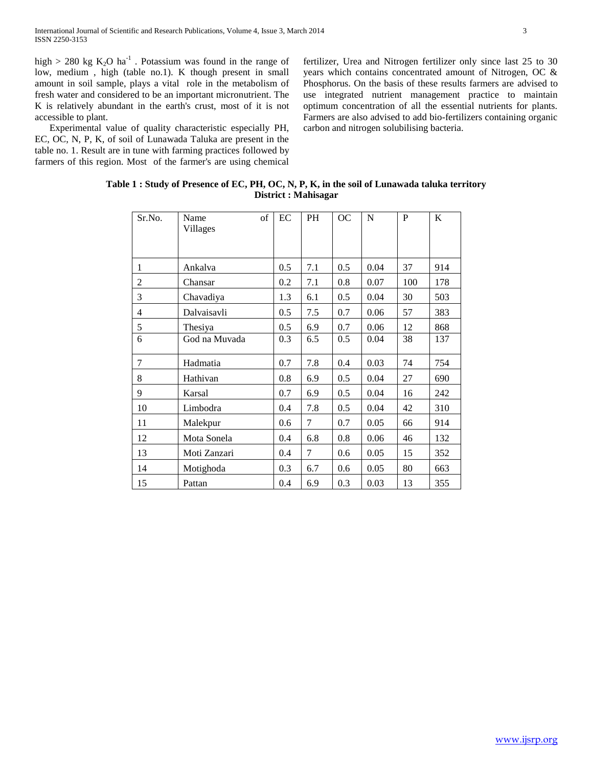high > 280 kg $K_2O$ $ha^{-1}$ . Potassium was found in the range of low, medium , high (table no.1). K though present in small amount in soil sample, plays a vital role in the metabolism of fresh water and considered to be an important micronutrient. The K is relatively abundant in the earth's crust, most of it is not accessible to plant.

Experimental value of quality characteristic especially PH, EC, OC, N, P, K, of soil of Lunawada Taluka are present in the table no. 1. Result are in tune with farming practices followed by farmers of this region. Most of the farmer's are using chemical fertilizer, Urea and Nitrogen fertilizer only since last 25 to 30 years which contains concentrated amount of Nitrogen, OC & Phosphorus. On the basis of these results farmers are advised to use integrated nutrient management practice to maintain optimum concentration of all the essential nutrients for plants. Farmers are also advised to add bio-fertilizers containing organic carbon and nitrogen solubilising bacteria.

**Table 1 : Study of Presence of EC, PH, OC, N, P, K, in the soil of Lunawada taluka territory District : Mahisagar**

| Sr.No. | Name of Villages | EC | PH | OC | N | P | K |
|---|---|---|---|---|---|---|---|
| 1 | Ankalva | 0.5 | 7.1 | 0.5 | 0.04 | 37 | 914 |
| 2 | Chansar | 0.2 | 7.1 | 0.8 | 0.07 | 100 | 178 |
| 3 | Chavadiya | 1.3 | 6.1 | 0.5 | 0.04 | 30 | 503 |
| 4 | Dalvaisavli | 0.5 | 7.5 | 0.7 | 0.06 | 57 | 383 |
| 5 | Thesiya | 0.5 | 6.9 | 0.7 | 0.06 | 12 | 868 |
| 6 | God na Muvada | 0.3 | 6.5 | 0.5 | 0.04 | 38 | 137 |
| 7 | Hadmatia | 0.7 | 7.8 | 0.4 | 0.03 | 74 | 754 |
| 8 | Hathivan | 0.8 | 6.9 | 0.5 | 0.04 | 27 | 690 |
| 9 | Karsal | 0.7 | 6.9 | 0.5 | 0.04 | 16 | 242 |
| 10 | Limbodra | 0.4 | 7.8 | 0.5 | 0.04 | 42 | 310 |
| 11 | Malekpur | 0.6 | 7 | 0.7 | 0.05 | 66 | 914 |
| 12 | Mota Sonela | 0.4 | 6.8 | 0.8 | 0.06 | 46 | 132 |
| 13 | Moti Zanzari | 0.4 | 7 | 0.6 | 0.05 | 15 | 352 |
| 14 | Motighoda | 0.3 | 6.7 | 0.6 | 0.05 | 80 | 663 |
| 15 | Pattan | 0.4 | 6.9 | 0.3 | 0.03 | 13 | 355 |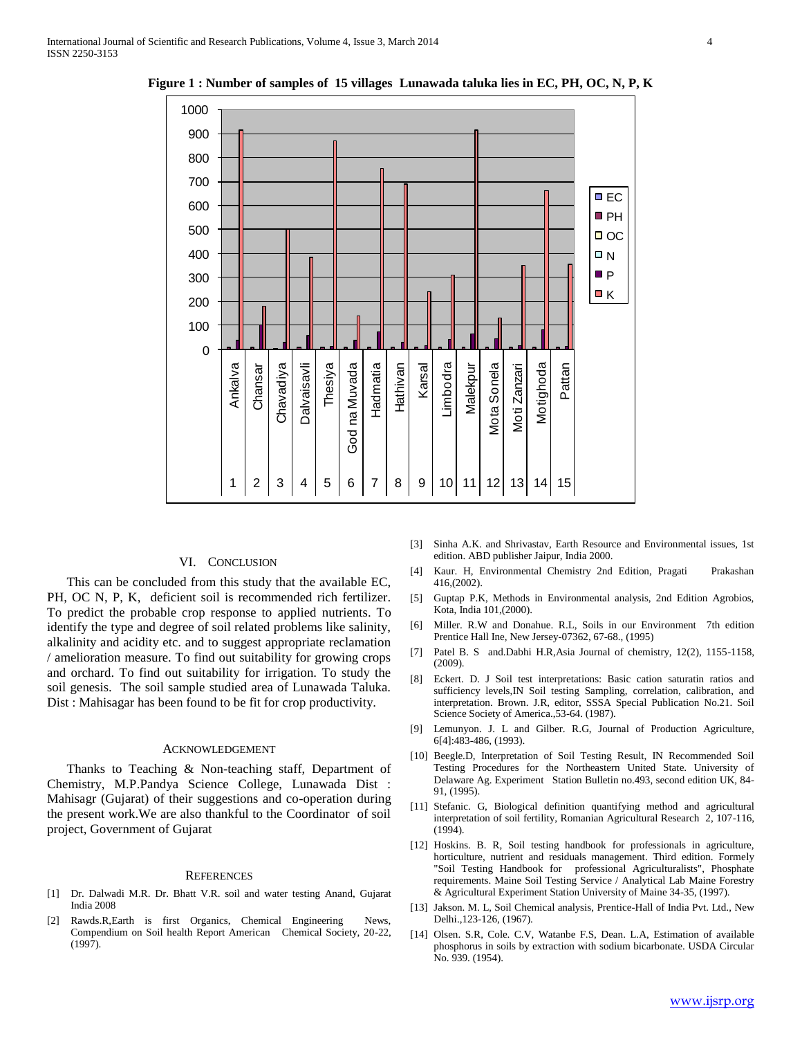**Figure 1 : Number of samples of 15 villages Lunawada taluka lies in EC, PH, OC, N, P, K**

## VI. Conclusion

This can be concluded from this study that the available EC, PH, OC N, P, K, deficient soil is recommended rich fertilizer. To predict the probable crop response to applied nutrients. To identify the type and degree of soil related problems like salinity, alkalinity and acidity etc. and to suggest appropriate reclamation / amelioration measure. To find out suitability for growing crops and orchard. To find out suitability for irrigation. To study the soil genesis. The soil sample studied area of Lunawada Taluka. Dist : Mahisagar has been found to be fit for crop productivity.

## Acknowledgement

Thanks to Teaching & Non-teaching staff, Department of Chemistry, M.P.Pandya Science College, Lunawada Dist : Mahisagr (Gujarat) of their suggestions and co-operation during the present work.We are also thankful to the Coordinator of soil project, Government of Gujarat

## References

[1] Dr. Dalwadi M.R. Dr. Bhatt V.R. soil and water testing Anand, Gujarat India 2008

[2] Rawds.R,Earth is first Organics, Chemical Engineering News, Compendium on Soil health Report American Chemical Society, 20-22, (1997).

[3] Sinha A.K. and Shrivastav, Earth Resource and Environmental issues, 1st edition. ABD publisher Jaipur, India 2000.

[4] Kaur. H, Environmental Chemistry 2nd Edition, Pragati Prakashan 416,(2002).

[5] Guptap P.K, Methods in Environmental analysis, 2nd Edition Agrobios, Kota, India 101,(2000).

[6] Miller. R.W and Donahue. R.L, Soils in our Environment 7th edition Prentice Hall Ine, New Jersey-07362, 67-68., (1995)

[7] Patel B. S and.Dabhi H.R,Asia Journal of chemistry, 12(2), 1155-1158, (2009).

[8] Eckert. D. J Soil test interpretations: Basic cation saturatin ratios and sufficiency levels,IN Soil testing Sampling, correlation, calibration, and interpretation. Brown. J.R, editor, SSSA Special Publication No.21. Soil Science Society of America.,53-64. (1987).

[9] Lemunyon. J. L and Gilber. R.G, Journal of Production Agriculture, 6[4]:483-486, (1993).

[10] Beegle.D, Interpretation of Soil Testing Result, IN Recommended Soil Testing Procedures for the Northeastern United State. University of Delaware Ag. Experiment Station Bulletin no.493, second edition UK, 84-91, (1995).

[11] Stefanic. G, Biological definition quantifying method and agricultural interpretation of soil fertility, Romanian Agricultural Research 2, 107-116, (1994).

[12] Hoskins. B. R, Soil testing handbook for professionals in agriculture, horticulture, nutrient and residuals management. Third edition. Formely "Soil Testing Handbook for professional Agriculturalists", Phosphate requirements. Maine Soil Testing Service / Analytical Lab Maine Forestry & Agricultural Experiment Station University of Maine 34-35, (1997).

[13] Jakson. M. L, Soil Chemical analysis, Prentice-Hall of India Pvt. Ltd., New Delhi.,123-126, (1967).

[14] Olsen. S.R, Cole. C.V, Watanbe F.S, Dean. L.A, Estimation of available phosphorus in soils by extraction with sodium bicarbonate. USDA Circular No. 939. (1954).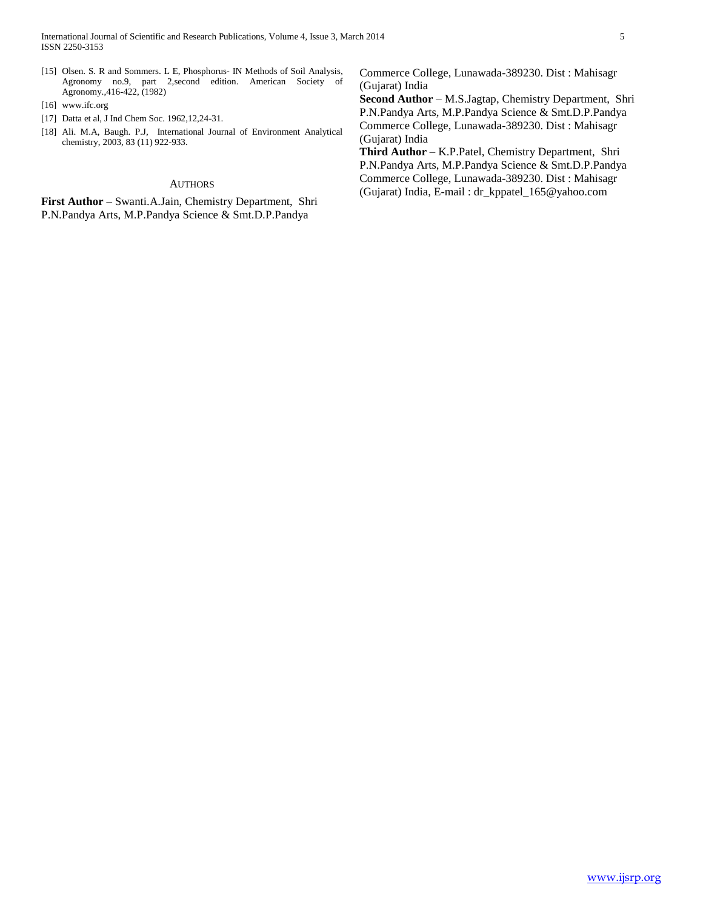[15] Olsen. S. R and Sommers. L E, Phosphorus- IN Methods of Soil Analysis, Agronomy no.9, part 2,second edition. American Society of Agronomy.,416-422, (1982)

[16] www.ifc.org

[17] Datta et al, J Ind Chem Soc. 1962,12,24-31.

[18] Ali. M.A, Baugh. P.J, International Journal of Environment Analytical chemistry, 2003, 83 (11) 922-933.

## AUTHORS

**First Author** – Swanti.A.Jain, Chemistry Department, Shri P.N.Pandya Arts, M.P.Pandya Science & Smt.D.P.Pandya Commerce College, Lunawada-389230. Dist : Mahisagr (Gujarat) India

**Second Author** – M.S.Jagtap, Chemistry Department, Shri P.N.Pandya Arts, M.P.Pandya Science & Smt.D.P.Pandya Commerce College, Lunawada-389230. Dist : Mahisagr (Gujarat) India

**Third Author** – K.P.Patel, Chemistry Department, Shri P.N.Pandya Arts, M.P.Pandya Science & Smt.D.P.Pandya Commerce College, Lunawada-389230. Dist : Mahisagr (Gujarat) India, E-mail : dr_kppatel_165@yahoo.com